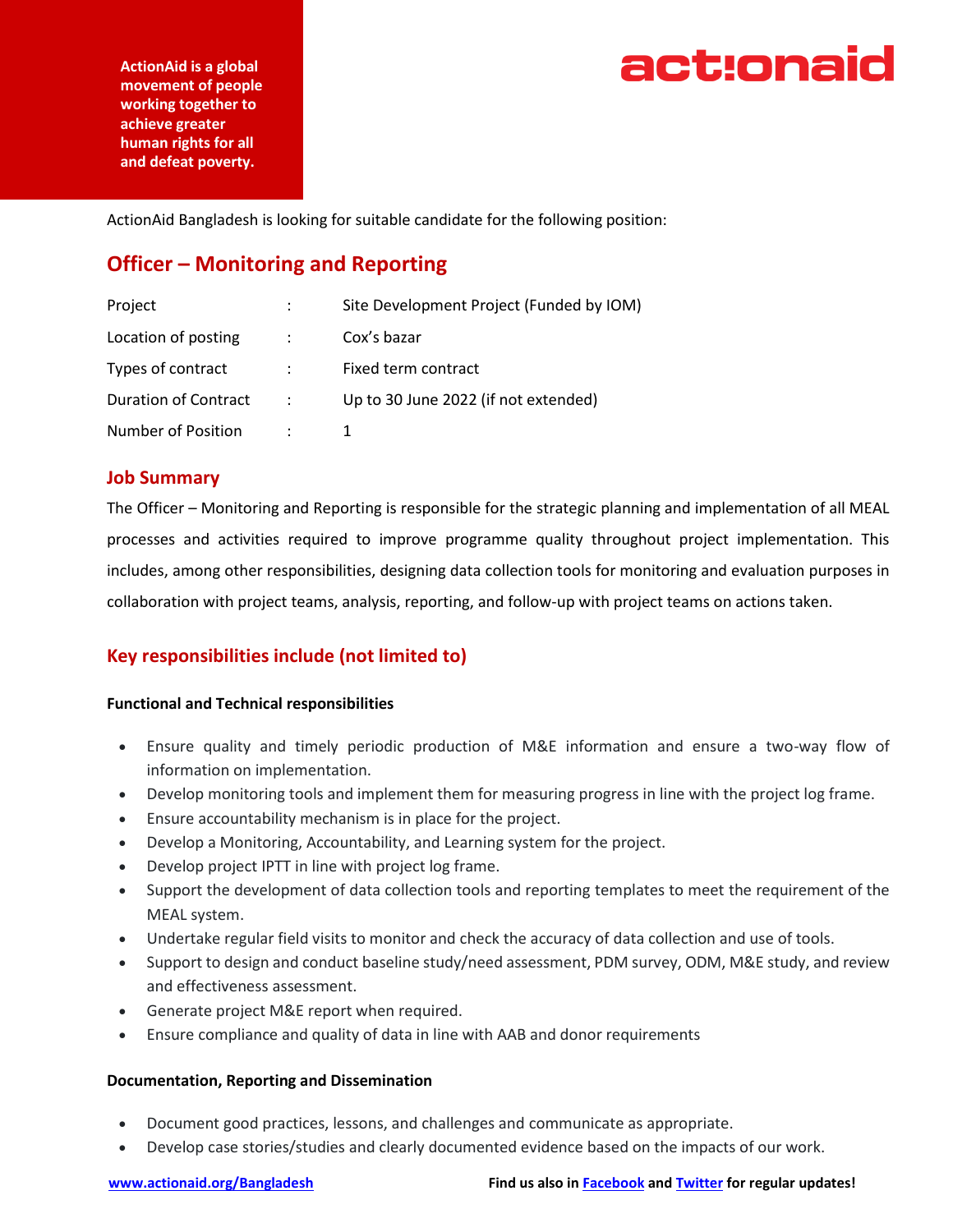ActionAid is a global movement of people working together to achieve greater human rights for all and defeat poverty.

actionaid

ActionAid Bangladesh is looking for suitable candidate for the following position:

## Officer – Monitoring and Reporting

| | | |
|---|---|---|
| Project | : | Site Development Project (Funded by IOM) |
| Location of posting | : | Cox's bazar |
| Types of contract | : | Fixed term contract |
| Duration of Contract | : | Up to 30 June 2022 (if not extended) |
| Number of Position | : | 1 |

### Job Summary

The Officer – Monitoring and Reporting is responsible for the strategic planning and implementation of all MEAL processes and activities required to improve programme quality throughout project implementation. This includes, among other responsibilities, designing data collection tools for monitoring and evaluation purposes in collaboration with project teams, analysis, reporting, and follow-up with project teams on actions taken.

### Key responsibilities include (not limited to)

**Functional and Technical responsibilities**

- Ensure quality and timely periodic production of M&E information and ensure a two-way flow of information on implementation.
- Develop monitoring tools and implement them for measuring progress in line with the project log frame.
- Ensure accountability mechanism is in place for the project.
- Develop a Monitoring, Accountability, and Learning system for the project.
- Develop project IPTT in line with project log frame.
- Support the development of data collection tools and reporting templates to meet the requirement of the MEAL system.
- Undertake regular field visits to monitor and check the accuracy of data collection and use of tools.
- Support to design and conduct baseline study/need assessment, PDM survey, ODM, M&E study, and review and effectiveness assessment.
- Generate project M&E report when required.
- Ensure compliance and quality of data in line with AAB and donor requirements

**Documentation, Reporting and Dissemination**

- Document good practices, lessons, and challenges and communicate as appropriate.
- Develop case stories/studies and clearly documented evidence based on the impacts of our work.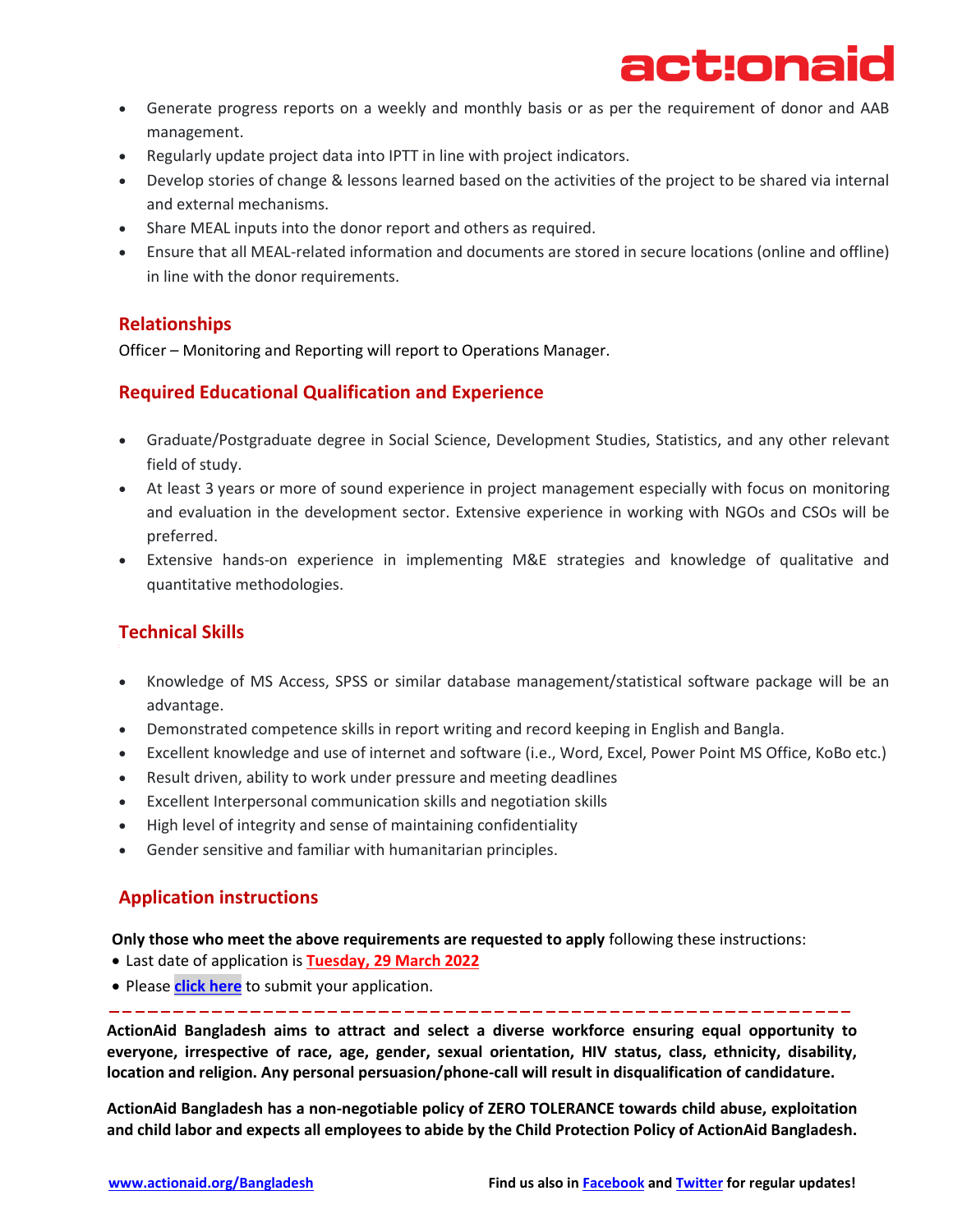- Generate progress reports on a weekly and monthly basis or as per the requirement of donor and AAB management.
- Regularly update project data into IPTT in line with project indicators.
- Develop stories of change & lessons learned based on the activities of the project to be shared via internal and external mechanisms.
- Share MEAL inputs into the donor report and others as required.
- Ensure that all MEAL-related information and documents are stored in secure locations (online and offline) in line with the donor requirements.

## Relationships

Officer – Monitoring and Reporting will report to Operations Manager.

## Required Educational Qualification and Experience

- Graduate/Postgraduate degree in Social Science, Development Studies, Statistics, and any other relevant field of study.
- At least 3 years or more of sound experience in project management especially with focus on monitoring and evaluation in the development sector. Extensive experience in working with NGOs and CSOs will be preferred.
- Extensive hands-on experience in implementing M&E strategies and knowledge of qualitative and quantitative methodologies.

## Technical Skills

- Knowledge of MS Access, SPSS or similar database management/statistical software package will be an advantage.
- Demonstrated competence skills in report writing and record keeping in English and Bangla.
- Excellent knowledge and use of internet and software (i.e., Word, Excel, Power Point MS Office, KoBo etc.)
- Result driven, ability to work under pressure and meeting deadlines
- Excellent Interpersonal communication skills and negotiation skills
- High level of integrity and sense of maintaining confidentiality
- Gender sensitive and familiar with humanitarian principles.

## Application instructions

**Only those who meet the above requirements are requested to apply** following these instructions:

- Last date of application is **Tuesday, 29 March 2022**
- Please **click here** to submit your application.

---

**ActionAid Bangladesh aims to attract and select a diverse workforce ensuring equal opportunity to everyone, irrespective of race, age, gender, sexual orientation, HIV status, class, ethnicity, disability, location and religion. Any personal persuasion/phone-call will result in disqualification of candidature.**

**ActionAid Bangladesh has a non-negotiable policy of ZERO TOLERANCE towards child abuse, exploitation and child labor and expects all employees to abide by the Child Protection Policy of ActionAid Bangladesh.**

**www.actionaid.org/Bangladesh** **Find us also in Facebook and Twitter for regular updates!**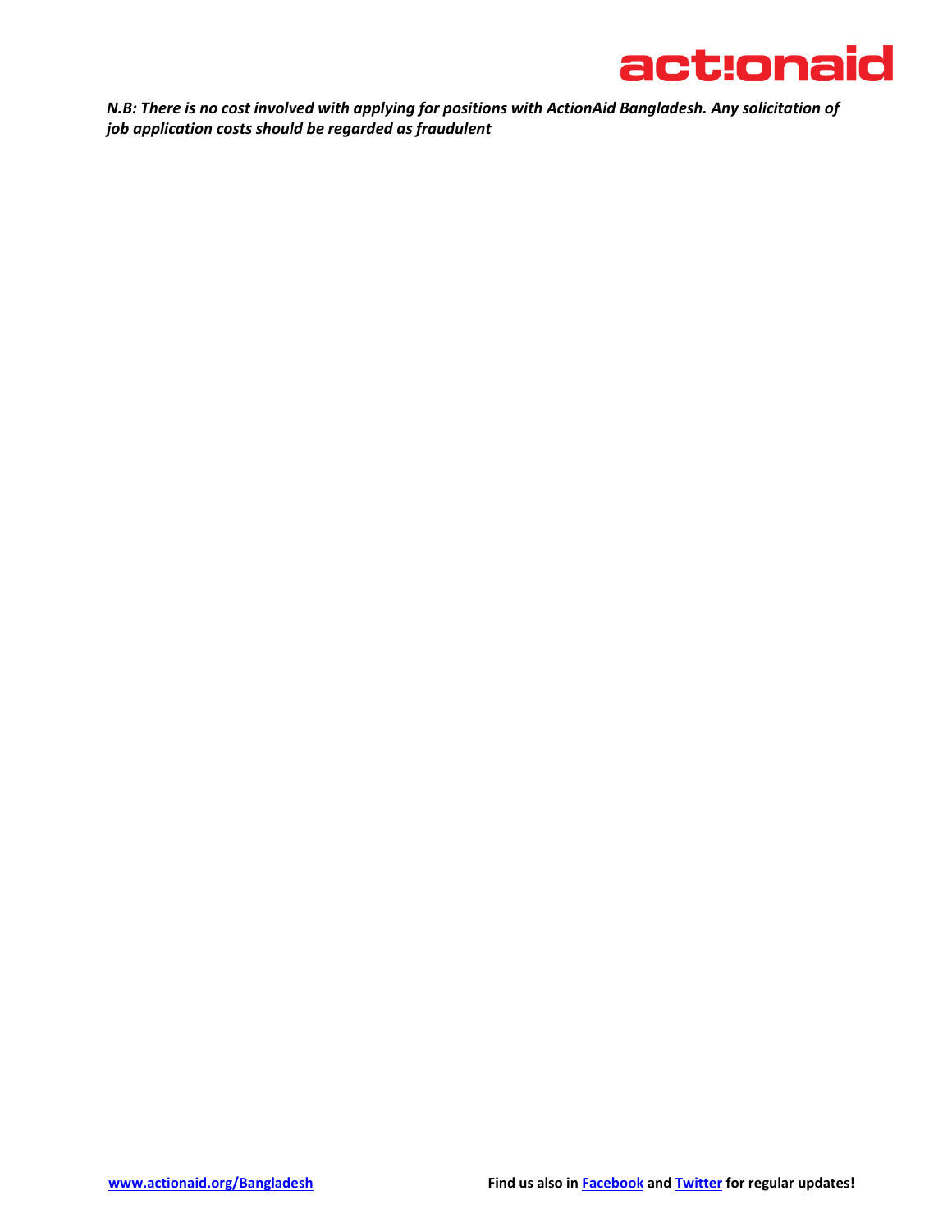*N.B: There is no cost involved with applying for positions with ActionAid Bangladesh. Any solicitation of job application costs should be regarded as fraudulent*